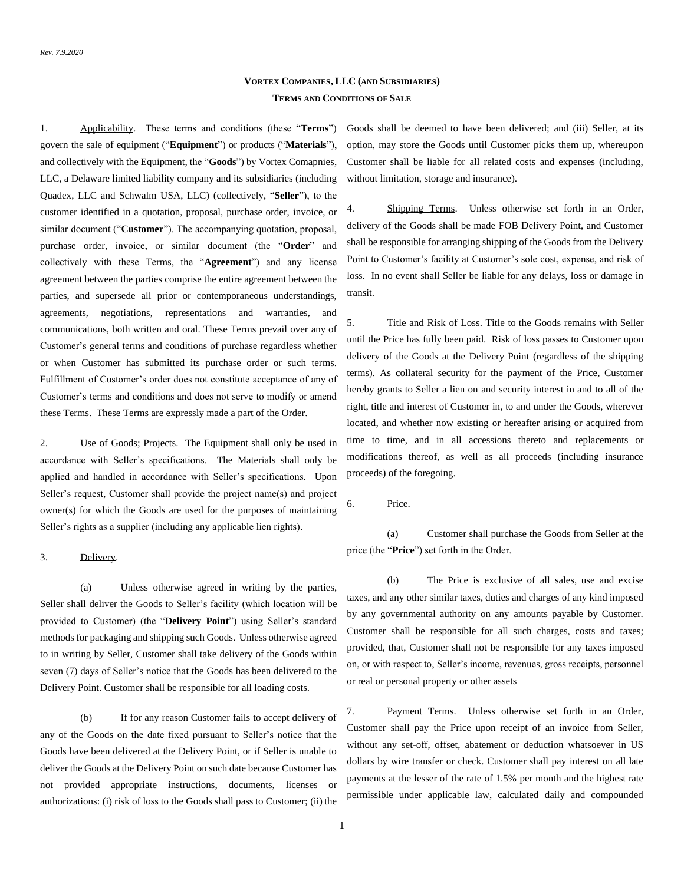*Rev. 7.9.2020*

# VORTEX COMPANIES, LLC (AND SUBSIDIARIES)
## TERMS AND CONDITIONS OF SALE

1. Applicability. These terms and conditions (these "**Terms**") govern the sale of equipment ("**Equipment**") or products ("**Materials**"), and collectively with the Equipment, the "**Goods**") by Vortex Comapnies, LLC, a Delaware limited liability company and its subsidiaries (including Quadex, LLC and Schwalm USA, LLC) (collectively, "**Seller**"), to the customer identified in a quotation, proposal, purchase order, invoice, or similar document ("**Customer**"). The accompanying quotation, proposal, purchase order, invoice, or similar document (the "**Order**" and collectively with these Terms, the "**Agreement**") and any license agreement between the parties comprise the entire agreement between the parties, and supersede all prior or contemporaneous understandings, agreements, negotiations, representations and warranties, and communications, both written and oral. These Terms prevail over any of Customer's general terms and conditions of purchase regardless whether or when Customer has submitted its purchase order or such terms. Fulfillment of Customer's order does not constitute acceptance of any of Customer's terms and conditions and does not serve to modify or amend these Terms. These Terms are expressly made a part of the Order.

2. Use of Goods; Projects. The Equipment shall only be used in accordance with Seller's specifications. The Materials shall only be applied and handled in accordance with Seller's specifications. Upon Seller's request, Customer shall provide the project name(s) and project owner(s) for which the Goods are used for the purposes of maintaining Seller's rights as a supplier (including any applicable lien rights).

3. Delivery.

(a) Unless otherwise agreed in writing by the parties, Seller shall deliver the Goods to Seller's facility (which location will be provided to Customer) (the "**Delivery Point**") using Seller's standard methods for packaging and shipping such Goods. Unless otherwise agreed to in writing by Seller, Customer shall take delivery of the Goods within seven (7) days of Seller's notice that the Goods has been delivered to the Delivery Point. Customer shall be responsible for all loading costs.

(b) If for any reason Customer fails to accept delivery of any of the Goods on the date fixed pursuant to Seller's notice that the Goods have been delivered at the Delivery Point, or if Seller is unable to deliver the Goods at the Delivery Point on such date because Customer has not provided appropriate instructions, documents, licenses or authorizations: (i) risk of loss to the Goods shall pass to Customer; (ii) the Goods shall be deemed to have been delivered; and (iii) Seller, at its option, may store the Goods until Customer picks them up, whereupon Customer shall be liable for all related costs and expenses (including, without limitation, storage and insurance).

4. Shipping Terms. Unless otherwise set forth in an Order, delivery of the Goods shall be made FOB Delivery Point, and Customer shall be responsible for arranging shipping of the Goods from the Delivery Point to Customer's facility at Customer's sole cost, expense, and risk of loss. In no event shall Seller be liable for any delays, loss or damage in transit.

5. Title and Risk of Loss. Title to the Goods remains with Seller until the Price has fully been paid. Risk of loss passes to Customer upon delivery of the Goods at the Delivery Point (regardless of the shipping terms). As collateral security for the payment of the Price, Customer hereby grants to Seller a lien on and security interest in and to all of the right, title and interest of Customer in, to and under the Goods, wherever located, and whether now existing or hereafter arising or acquired from time to time, and in all accessions thereto and replacements or modifications thereof, as well as all proceeds (including insurance proceeds) of the foregoing.

6. Price.

(a) Customer shall purchase the Goods from Seller at the price (the "**Price**") set forth in the Order.

(b) The Price is exclusive of all sales, use and excise taxes, and any other similar taxes, duties and charges of any kind imposed by any governmental authority on any amounts payable by Customer. Customer shall be responsible for all such charges, costs and taxes; provided, that, Customer shall not be responsible for any taxes imposed on, or with respect to, Seller's income, revenues, gross receipts, personnel or real or personal property or other assets

7. Payment Terms. Unless otherwise set forth in an Order, Customer shall pay the Price upon receipt of an invoice from Seller, without any set-off, offset, abatement or deduction whatsoever in US dollars by wire transfer or check. Customer shall pay interest on all late payments at the lesser of the rate of 1.5% per month and the highest rate permissible under applicable law, calculated daily and compounded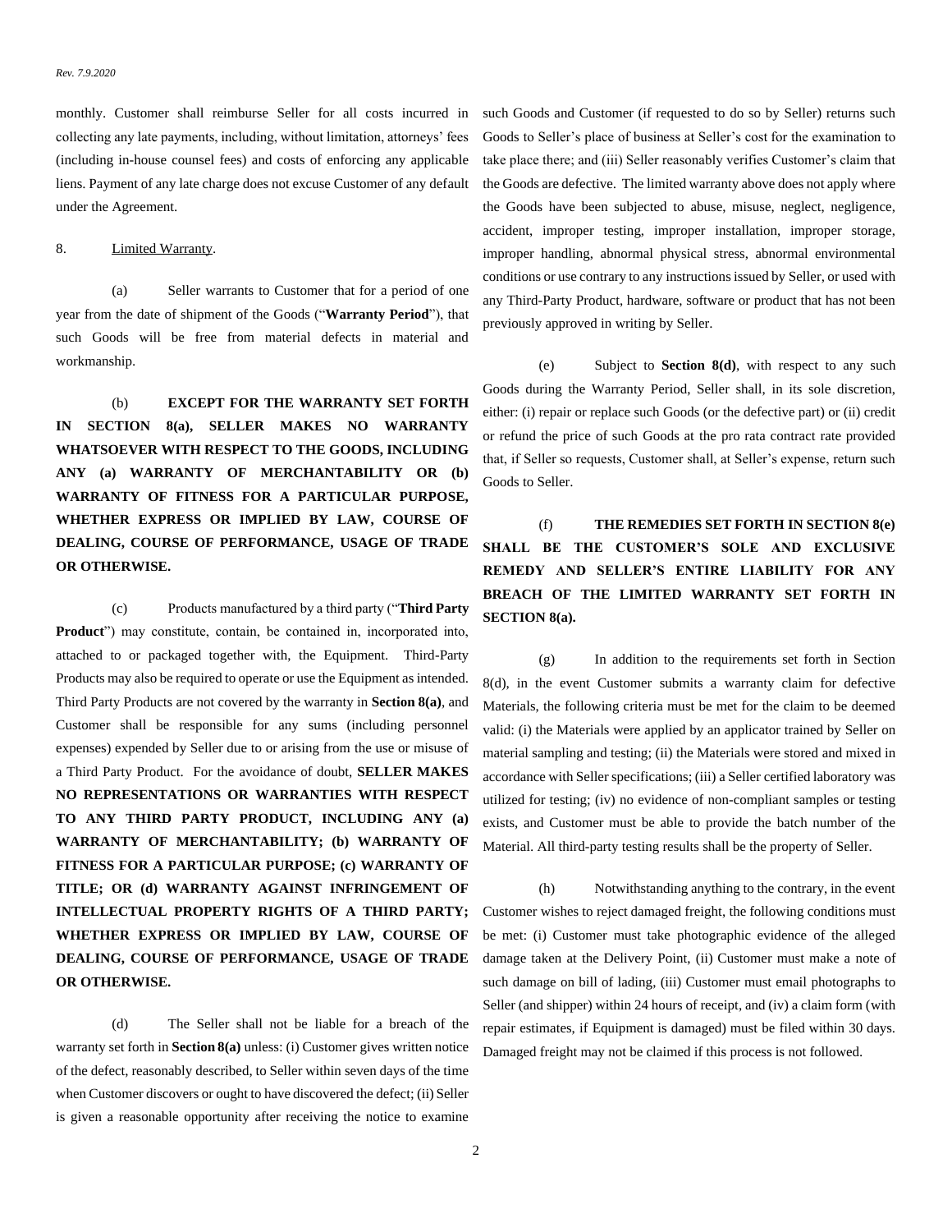monthly. Customer shall reimburse Seller for all costs incurred in collecting any late payments, including, without limitation, attorneys' fees (including in-house counsel fees) and costs of enforcing any applicable liens. Payment of any late charge does not excuse Customer of any default under the Agreement.

8. Limited Warranty.

(a) Seller warrants to Customer that for a period of one year from the date of shipment of the Goods ("**Warranty Period**"), that such Goods will be free from material defects in material and workmanship.

(b) **EXCEPT FOR THE WARRANTY SET FORTH IN SECTION 8(a), SELLER MAKES NO WARRANTY WHATSOEVER WITH RESPECT TO THE GOODS, INCLUDING ANY (a) WARRANTY OF MERCHANTABILITY OR (b) WARRANTY OF FITNESS FOR A PARTICULAR PURPOSE, WHETHER EXPRESS OR IMPLIED BY LAW, COURSE OF DEALING, COURSE OF PERFORMANCE, USAGE OF TRADE OR OTHERWISE.**

(c) Products manufactured by a third party ("**Third Party Product**") may constitute, contain, be contained in, incorporated into, attached to or packaged together with, the Equipment. Third-Party Products may also be required to operate or use the Equipment as intended. Third Party Products are not covered by the warranty in **Section 8(a)**, and Customer shall be responsible for any sums (including personnel expenses) expended by Seller due to or arising from the use or misuse of a Third Party Product. For the avoidance of doubt, **SELLER MAKES NO REPRESENTATIONS OR WARRANTIES WITH RESPECT TO ANY THIRD PARTY PRODUCT, INCLUDING ANY (a) WARRANTY OF MERCHANTABILITY; (b) WARRANTY OF FITNESS FOR A PARTICULAR PURPOSE; (c) WARRANTY OF TITLE; OR (d) WARRANTY AGAINST INFRINGEMENT OF INTELLECTUAL PROPERTY RIGHTS OF A THIRD PARTY; WHETHER EXPRESS OR IMPLIED BY LAW, COURSE OF DEALING, COURSE OF PERFORMANCE, USAGE OF TRADE OR OTHERWISE.**

(d) The Seller shall not be liable for a breach of the warranty set forth in **Section 8(a)** unless: (i) Customer gives written notice of the defect, reasonably described, to Seller within seven days of the time when Customer discovers or ought to have discovered the defect; (ii) Seller is given a reasonable opportunity after receiving the notice to examine such Goods and Customer (if requested to do so by Seller) returns such Goods to Seller's place of business at Seller's cost for the examination to take place there; and (iii) Seller reasonably verifies Customer's claim that the Goods are defective. The limited warranty above does not apply where the Goods have been subjected to abuse, misuse, neglect, negligence, accident, improper testing, improper installation, improper storage, improper handling, abnormal physical stress, abnormal environmental conditions or use contrary to any instructions issued by Seller, or used with any Third-Party Product, hardware, software or product that has not been previously approved in writing by Seller.

(e) Subject to **Section 8(d)**, with respect to any such Goods during the Warranty Period, Seller shall, in its sole discretion, either: (i) repair or replace such Goods (or the defective part) or (ii) credit or refund the price of such Goods at the pro rata contract rate provided that, if Seller so requests, Customer shall, at Seller's expense, return such Goods to Seller.

(f) **THE REMEDIES SET FORTH IN SECTION 8(e) SHALL BE THE CUSTOMER'S SOLE AND EXCLUSIVE REMEDY AND SELLER'S ENTIRE LIABILITY FOR ANY BREACH OF THE LIMITED WARRANTY SET FORTH IN SECTION 8(a).**

(g) In addition to the requirements set forth in Section 8(d), in the event Customer submits a warranty claim for defective Materials, the following criteria must be met for the claim to be deemed valid: (i) the Materials were applied by an applicator trained by Seller on material sampling and testing; (ii) the Materials were stored and mixed in accordance with Seller specifications; (iii) a Seller certified laboratory was utilized for testing; (iv) no evidence of non-compliant samples or testing exists, and Customer must be able to provide the batch number of the Material. All third-party testing results shall be the property of Seller.

(h) Notwithstanding anything to the contrary, in the event Customer wishes to reject damaged freight, the following conditions must be met: (i) Customer must take photographic evidence of the alleged damage taken at the Delivery Point, (ii) Customer must make a note of such damage on bill of lading, (iii) Customer must email photographs to Seller (and shipper) within 24 hours of receipt, and (iv) a claim form (with repair estimates, if Equipment is damaged) must be filed within 30 days. Damaged freight may not be claimed if this process is not followed.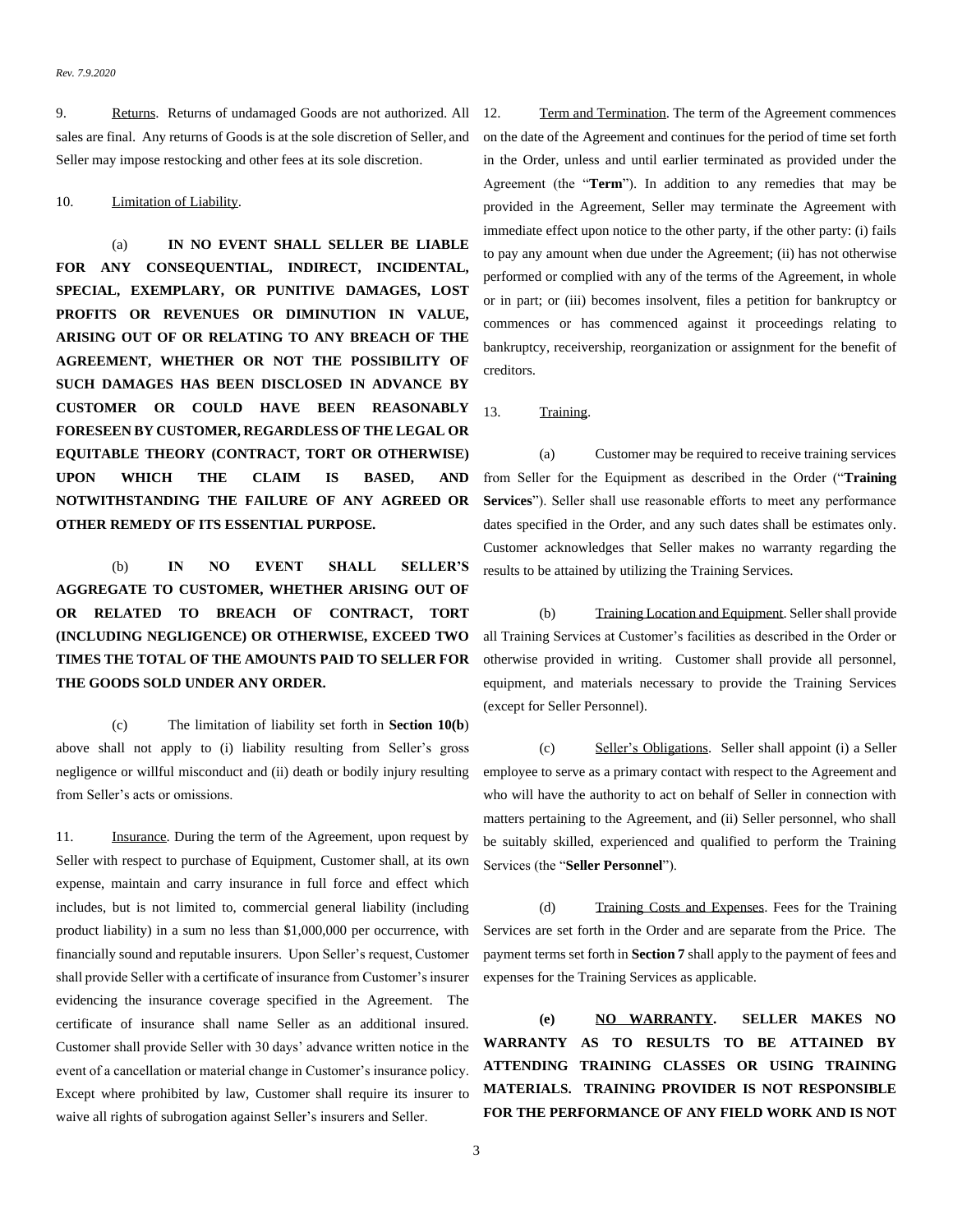9. Returns. Returns of undamaged Goods are not authorized. All sales are final. Any returns of Goods is at the sole discretion of Seller, and Seller may impose restocking and other fees at its sole discretion.

10. Limitation of Liability.

(a) **IN NO EVENT SHALL SELLER BE LIABLE FOR ANY CONSEQUENTIAL, INDIRECT, INCIDENTAL, SPECIAL, EXEMPLARY, OR PUNITIVE DAMAGES, LOST PROFITS OR REVENUES OR DIMINUTION IN VALUE, ARISING OUT OF OR RELATING TO ANY BREACH OF THE AGREEMENT, WHETHER OR NOT THE POSSIBILITY OF SUCH DAMAGES HAS BEEN DISCLOSED IN ADVANCE BY CUSTOMER OR COULD HAVE BEEN REASONABLY FORESEEN BY CUSTOMER, REGARDLESS OF THE LEGAL OR EQUITABLE THEORY (CONTRACT, TORT OR OTHERWISE) UPON WHICH THE CLAIM IS BASED, AND NOTWITHSTANDING THE FAILURE OF ANY AGREED OR OTHER REMEDY OF ITS ESSENTIAL PURPOSE.**

(b) **IN NO EVENT SHALL SELLER'S AGGREGATE TO CUSTOMER, WHETHER ARISING OUT OF OR RELATED TO BREACH OF CONTRACT, TORT (INCLUDING NEGLIGENCE) OR OTHERWISE, EXCEED TWO TIMES THE TOTAL OF THE AMOUNTS PAID TO SELLER FOR THE GOODS SOLD UNDER ANY ORDER.**

(c) The limitation of liability set forth in **Section 10(b**) above shall not apply to (i) liability resulting from Seller's gross negligence or willful misconduct and (ii) death or bodily injury resulting from Seller's acts or omissions.

11. Insurance. During the term of the Agreement, upon request by Seller with respect to purchase of Equipment, Customer shall, at its own expense, maintain and carry insurance in full force and effect which includes, but is not limited to, commercial general liability (including product liability) in a sum no less than $1,000,000 per occurrence, with financially sound and reputable insurers. Upon Seller's request, Customer shall provide Seller with a certificate of insurance from Customer's insurer evidencing the insurance coverage specified in the Agreement. The certificate of insurance shall name Seller as an additional insured. Customer shall provide Seller with 30 days' advance written notice in the event of a cancellation or material change in Customer's insurance policy. Except where prohibited by law, Customer shall require its insurer to waive all rights of subrogation against Seller's insurers and Seller.

12. Term and Termination. The term of the Agreement commences on the date of the Agreement and continues for the period of time set forth in the Order, unless and until earlier terminated as provided under the Agreement (the "**Term**"). In addition to any remedies that may be provided in the Agreement, Seller may terminate the Agreement with immediate effect upon notice to the other party, if the other party: (i) fails to pay any amount when due under the Agreement; (ii) has not otherwise performed or complied with any of the terms of the Agreement, in whole or in part; or (iii) becomes insolvent, files a petition for bankruptcy or commences or has commenced against it proceedings relating to bankruptcy, receivership, reorganization or assignment for the benefit of creditors.

13. Training.

(a) Customer may be required to receive training services from Seller for the Equipment as described in the Order ("**Training Services**"). Seller shall use reasonable efforts to meet any performance dates specified in the Order, and any such dates shall be estimates only. Customer acknowledges that Seller makes no warranty regarding the results to be attained by utilizing the Training Services.

(b) Training Location and Equipment. Seller shall provide all Training Services at Customer's facilities as described in the Order or otherwise provided in writing. Customer shall provide all personnel, equipment, and materials necessary to provide the Training Services (except for Seller Personnel).

(c) Seller's Obligations. Seller shall appoint (i) a Seller employee to serve as a primary contact with respect to the Agreement and who will have the authority to act on behalf of Seller in connection with matters pertaining to the Agreement, and (ii) Seller personnel, who shall be suitably skilled, experienced and qualified to perform the Training Services (the "**Seller Personnel**").

(d) Training Costs and Expenses. Fees for the Training Services are set forth in the Order and are separate from the Price. The payment terms set forth in **Section 7** shall apply to the payment of fees and expenses for the Training Services as applicable.

**(e) NO WARRANTY. SELLER MAKES NO WARRANTY AS TO RESULTS TO BE ATTAINED BY ATTENDING TRAINING CLASSES OR USING TRAINING MATERIALS. TRAINING PROVIDER IS NOT RESPONSIBLE FOR THE PERFORMANCE OF ANY FIELD WORK AND IS NOT**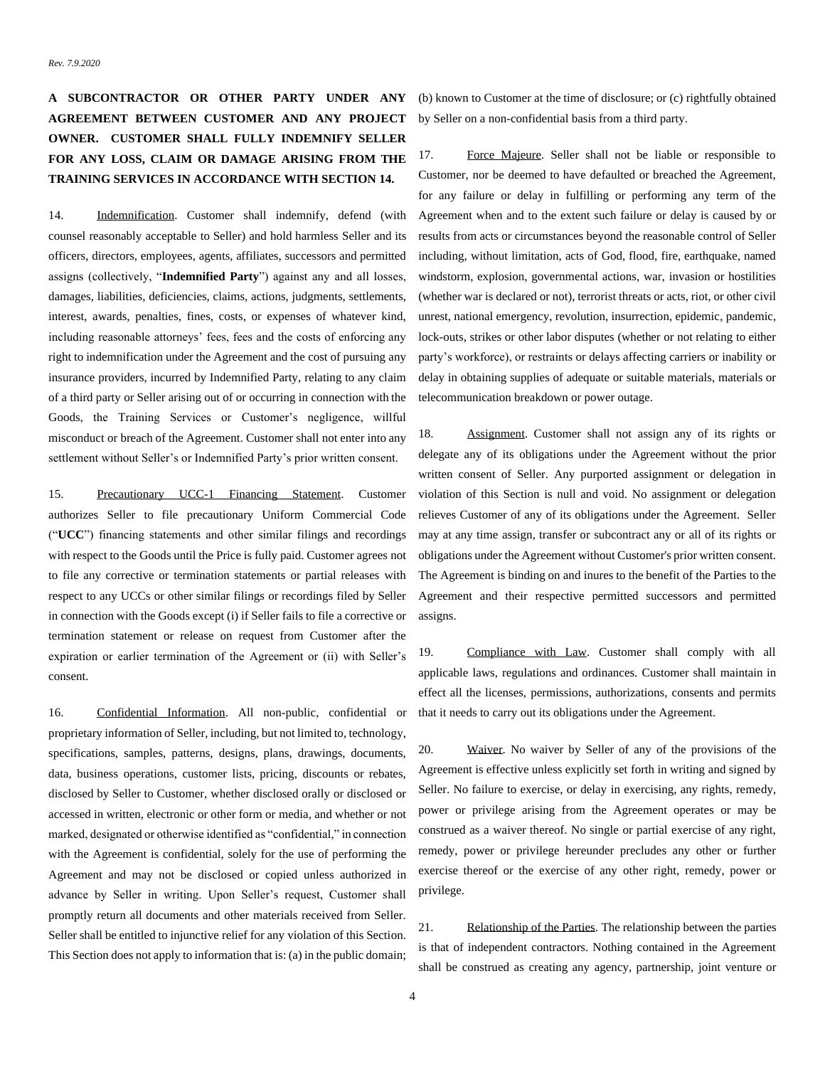**A SUBCONTRACTOR OR OTHER PARTY UNDER ANY AGREEMENT BETWEEN CUSTOMER AND ANY PROJECT OWNER. CUSTOMER SHALL FULLY INDEMNIFY SELLER FOR ANY LOSS, CLAIM OR DAMAGE ARISING FROM THE TRAINING SERVICES IN ACCORDANCE WITH SECTION 14.**

14. Indemnification. Customer shall indemnify, defend (with counsel reasonably acceptable to Seller) and hold harmless Seller and its officers, directors, employees, agents, affiliates, successors and permitted assigns (collectively, "**Indemnified Party**") against any and all losses, damages, liabilities, deficiencies, claims, actions, judgments, settlements, interest, awards, penalties, fines, costs, or expenses of whatever kind, including reasonable attorneys' fees, fees and the costs of enforcing any right to indemnification under the Agreement and the cost of pursuing any insurance providers, incurred by Indemnified Party, relating to any claim of a third party or Seller arising out of or occurring in connection with the Goods, the Training Services or Customer's negligence, willful misconduct or breach of the Agreement. Customer shall not enter into any settlement without Seller's or Indemnified Party's prior written consent.

15. Precautionary UCC-1 Financing Statement. Customer authorizes Seller to file precautionary Uniform Commercial Code ("**UCC**") financing statements and other similar filings and recordings with respect to the Goods until the Price is fully paid. Customer agrees not to file any corrective or termination statements or partial releases with respect to any UCCs or other similar filings or recordings filed by Seller in connection with the Goods except (i) if Seller fails to file a corrective or termination statement or release on request from Customer after the expiration or earlier termination of the Agreement or (ii) with Seller's consent.

16. Confidential Information. All non-public, confidential or proprietary information of Seller, including, but not limited to, technology, specifications, samples, patterns, designs, plans, drawings, documents, data, business operations, customer lists, pricing, discounts or rebates, disclosed by Seller to Customer, whether disclosed orally or disclosed or accessed in written, electronic or other form or media, and whether or not marked, designated or otherwise identified as "confidential," in connection with the Agreement is confidential, solely for the use of performing the Agreement and may not be disclosed or copied unless authorized in advance by Seller in writing. Upon Seller's request, Customer shall promptly return all documents and other materials received from Seller. Seller shall be entitled to injunctive relief for any violation of this Section. This Section does not apply to information that is: (a) in the public domain; (b) known to Customer at the time of disclosure; or (c) rightfully obtained by Seller on a non-confidential basis from a third party.

17. Force Majeure. Seller shall not be liable or responsible to Customer, nor be deemed to have defaulted or breached the Agreement, for any failure or delay in fulfilling or performing any term of the Agreement when and to the extent such failure or delay is caused by or results from acts or circumstances beyond the reasonable control of Seller including, without limitation, acts of God, flood, fire, earthquake, named windstorm, explosion, governmental actions, war, invasion or hostilities (whether war is declared or not), terrorist threats or acts, riot, or other civil unrest, national emergency, revolution, insurrection, epidemic, pandemic, lock-outs, strikes or other labor disputes (whether or not relating to either party's workforce), or restraints or delays affecting carriers or inability or delay in obtaining supplies of adequate or suitable materials, materials or telecommunication breakdown or power outage.

18. Assignment. Customer shall not assign any of its rights or delegate any of its obligations under the Agreement without the prior written consent of Seller. Any purported assignment or delegation in violation of this Section is null and void. No assignment or delegation relieves Customer of any of its obligations under the Agreement. Seller may at any time assign, transfer or subcontract any or all of its rights or obligations under the Agreement without Customer's prior written consent. The Agreement is binding on and inures to the benefit of the Parties to the Agreement and their respective permitted successors and permitted assigns.

19. Compliance with Law. Customer shall comply with all applicable laws, regulations and ordinances. Customer shall maintain in effect all the licenses, permissions, authorizations, consents and permits that it needs to carry out its obligations under the Agreement.

20. Waiver. No waiver by Seller of any of the provisions of the Agreement is effective unless explicitly set forth in writing and signed by Seller. No failure to exercise, or delay in exercising, any rights, remedy, power or privilege arising from the Agreement operates or may be construed as a waiver thereof. No single or partial exercise of any right, remedy, power or privilege hereunder precludes any other or further exercise thereof or the exercise of any other right, remedy, power or privilege.

21. Relationship of the Parties. The relationship between the parties is that of independent contractors. Nothing contained in the Agreement shall be construed as creating any agency, partnership, joint venture or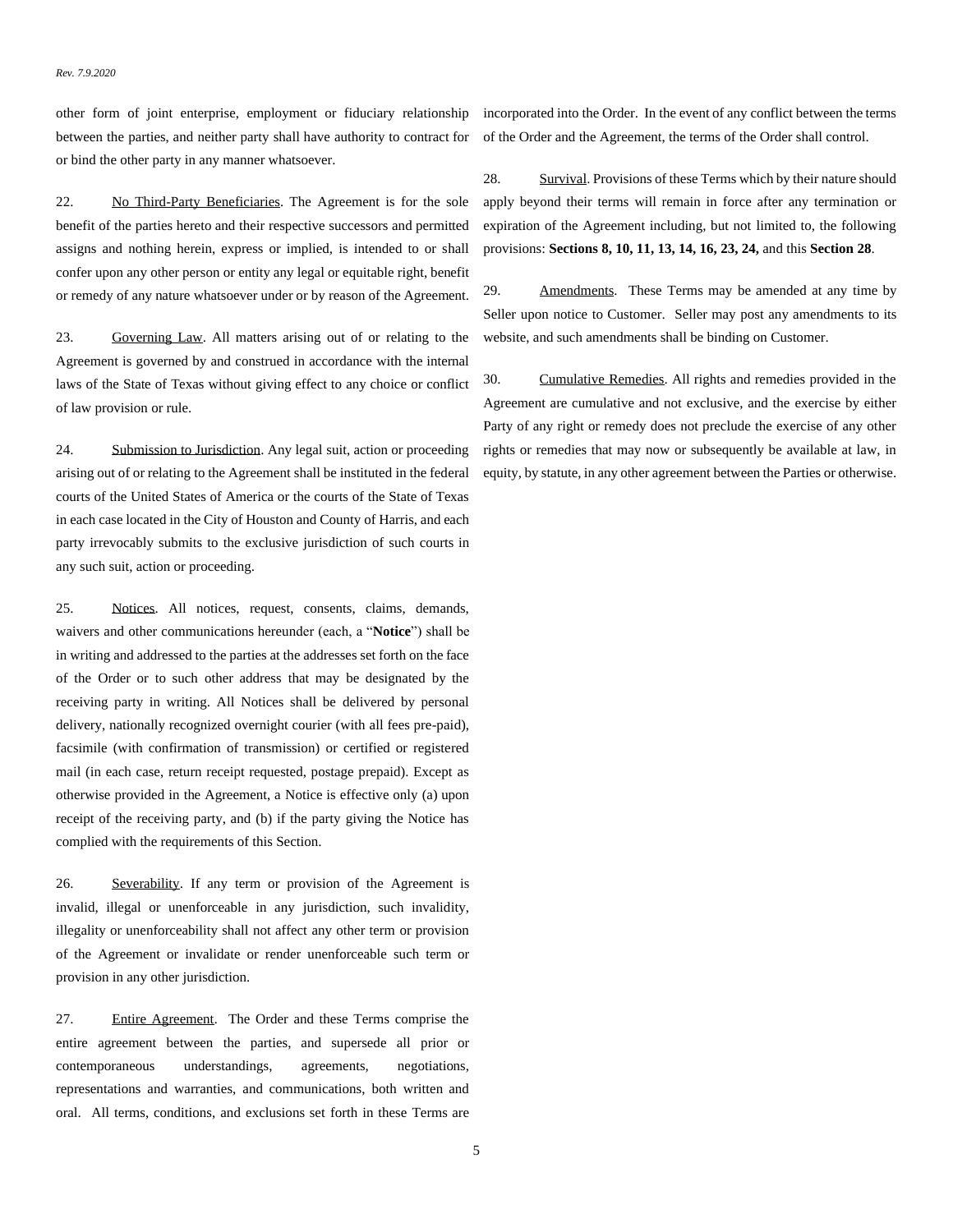other form of joint enterprise, employment or fiduciary relationship between the parties, and neither party shall have authority to contract for or bind the other party in any manner whatsoever.

22. No Third-Party Beneficiaries. The Agreement is for the sole benefit of the parties hereto and their respective successors and permitted assigns and nothing herein, express or implied, is intended to or shall confer upon any other person or entity any legal or equitable right, benefit or remedy of any nature whatsoever under or by reason of the Agreement.

23. Governing Law. All matters arising out of or relating to the Agreement is governed by and construed in accordance with the internal laws of the State of Texas without giving effect to any choice or conflict of law provision or rule.

24. Submission to Jurisdiction. Any legal suit, action or proceeding arising out of or relating to the Agreement shall be instituted in the federal courts of the United States of America or the courts of the State of Texas in each case located in the City of Houston and County of Harris, and each party irrevocably submits to the exclusive jurisdiction of such courts in any such suit, action or proceeding.

25. Notices. All notices, request, consents, claims, demands, waivers and other communications hereunder (each, a "**Notice**") shall be in writing and addressed to the parties at the addresses set forth on the face of the Order or to such other address that may be designated by the receiving party in writing. All Notices shall be delivered by personal delivery, nationally recognized overnight courier (with all fees pre-paid), facsimile (with confirmation of transmission) or certified or registered mail (in each case, return receipt requested, postage prepaid). Except as otherwise provided in the Agreement, a Notice is effective only (a) upon receipt of the receiving party, and (b) if the party giving the Notice has complied with the requirements of this Section.

26. Severability. If any term or provision of the Agreement is invalid, illegal or unenforceable in any jurisdiction, such invalidity, illegality or unenforceability shall not affect any other term or provision of the Agreement or invalidate or render unenforceable such term or provision in any other jurisdiction.

27. Entire Agreement. The Order and these Terms comprise the entire agreement between the parties, and supersede all prior or contemporaneous understandings, agreements, negotiations, representations and warranties, and communications, both written and oral. All terms, conditions, and exclusions set forth in these Terms are incorporated into the Order. In the event of any conflict between the terms of the Order and the Agreement, the terms of the Order shall control.

28. Survival. Provisions of these Terms which by their nature should apply beyond their terms will remain in force after any termination or expiration of the Agreement including, but not limited to, the following provisions: **Sections 8, 10, 11, 13, 14, 16, 23, 24,** and this **Section 28**.

29. Amendments. These Terms may be amended at any time by Seller upon notice to Customer. Seller may post any amendments to its website, and such amendments shall be binding on Customer.

30. Cumulative Remedies. All rights and remedies provided in the Agreement are cumulative and not exclusive, and the exercise by either Party of any right or remedy does not preclude the exercise of any other rights or remedies that may now or subsequently be available at law, in equity, by statute, in any other agreement between the Parties or otherwise.